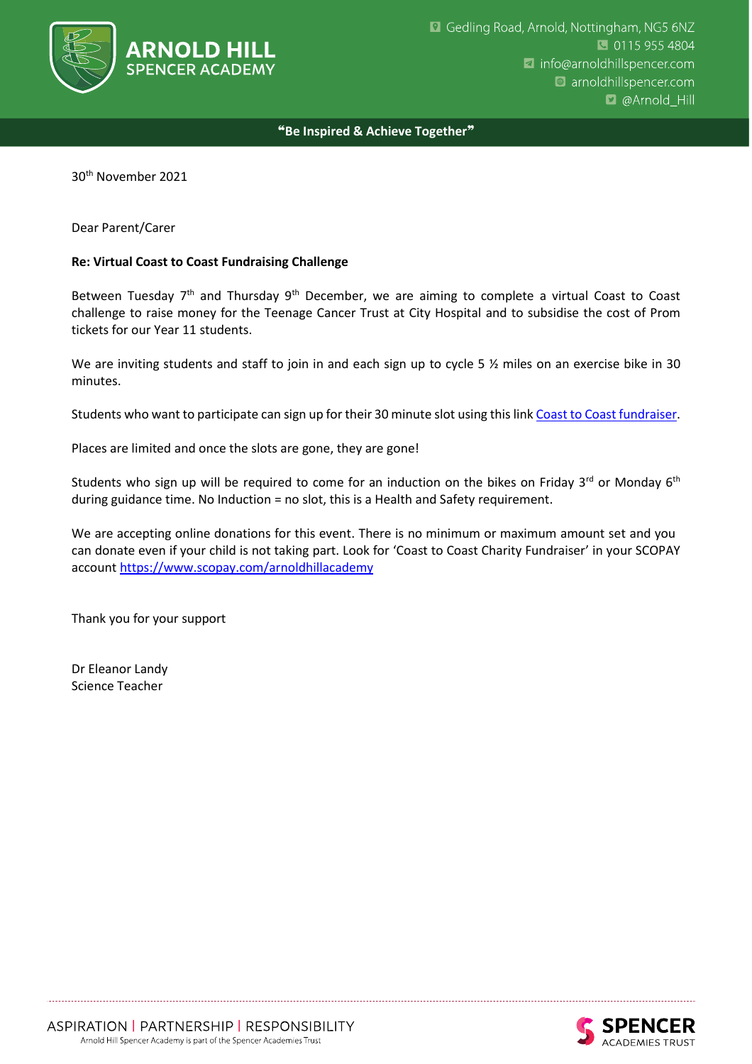**ARNOLD HILL**
SPENCER ACADEMY

Gedling Road, Arnold, Nottingham, NG5 6NZ
0115 955 4804
info@arnoldhillspencer.com
arnoldhillspencer.com
@Arnold_Hill

**"Be Inspired & Achieve Together"**

30th November 2021

Dear Parent/Carer

**Re: Virtual Coast to Coast Fundraising Challenge**

Between Tuesday 7th and Thursday 9th December, we are aiming to complete a virtual Coast to Coast challenge to raise money for the Teenage Cancer Trust at City Hospital and to subsidise the cost of Prom tickets for our Year 11 students.

We are inviting students and staff to join in and each sign up to cycle 5 ½ miles on an exercise bike in 30 minutes.

Students who want to participate can sign up for their 30 minute slot using this link Coast to Coast fundraiser.

Places are limited and once the slots are gone, they are gone!

Students who sign up will be required to come for an induction on the bikes on Friday 3rd or Monday 6th during guidance time. No Induction = no slot, this is a Health and Safety requirement.

We are accepting online donations for this event. There is no minimum or maximum amount set and you can donate even if your child is not taking part. Look for 'Coast to Coast Charity Fundraiser' in your SCOPAY account https://www.scopay.com/arnoldhillacademy

Thank you for your support

Dr Eleanor Landy
Science Teacher

ASPIRATION | PARTNERSHIP | RESPONSIBILITY
Arnold Hill Spencer Academy is part of the Spencer Academies Trust

SPENCER ACADEMIES TRUST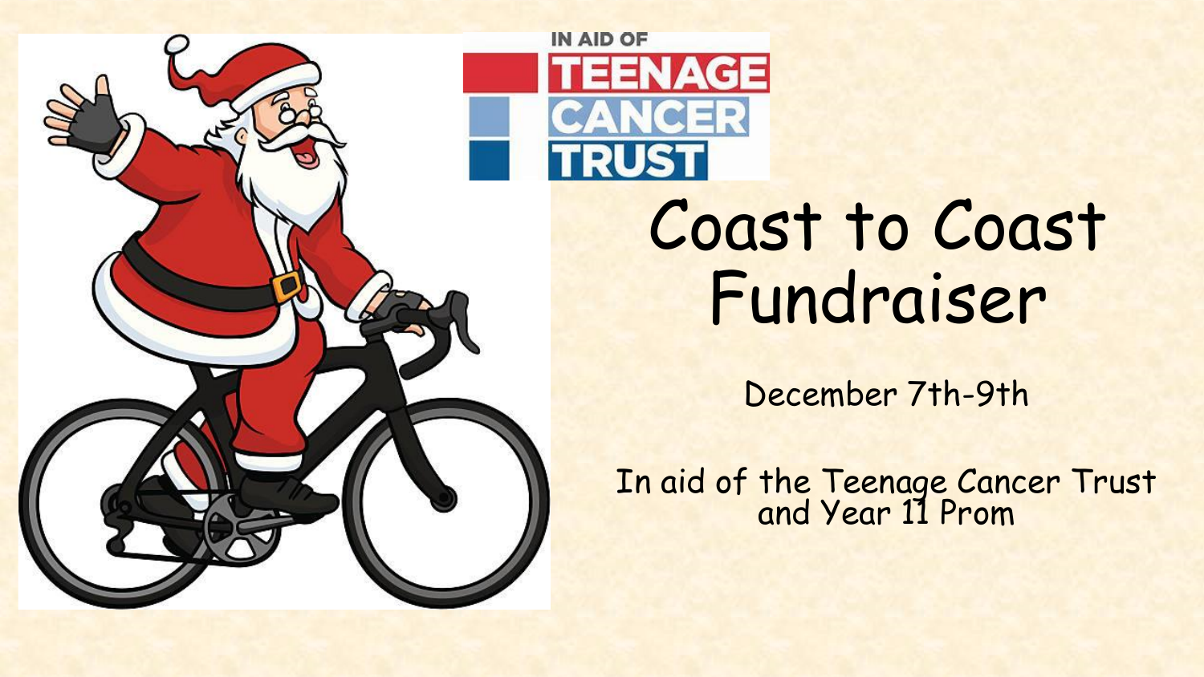IN AID OF TEENAGE CANCER TRUST

# Coast to Coast Fundraiser

December 7th-9th

In aid of the Teenage Cancer Trust and Year 11 Prom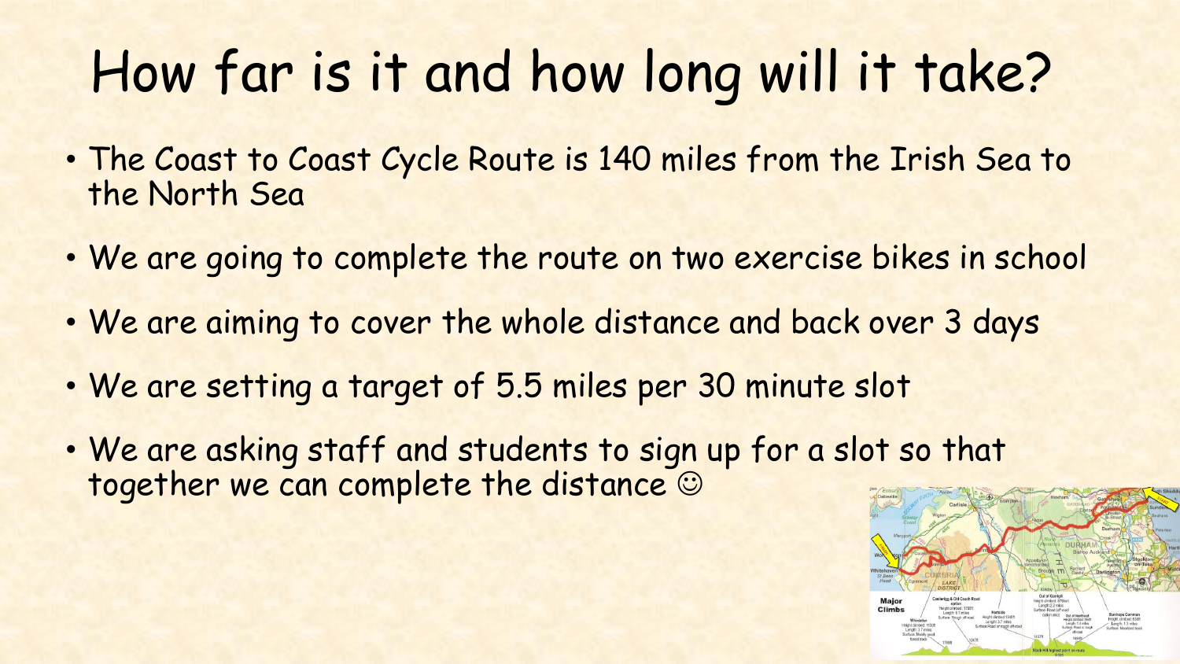# How far is it and how long will it take?

- The Coast to Coast Cycle Route is 140 miles from the Irish Sea to the North Sea
- We are going to complete the route on two exercise bikes in school
- We are aiming to cover the whole distance and back over 3 days
- We are setting a target of 5.5 miles per 30 minute slot
- We are asking staff and students to sign up for a slot so that together we can complete the distance ☺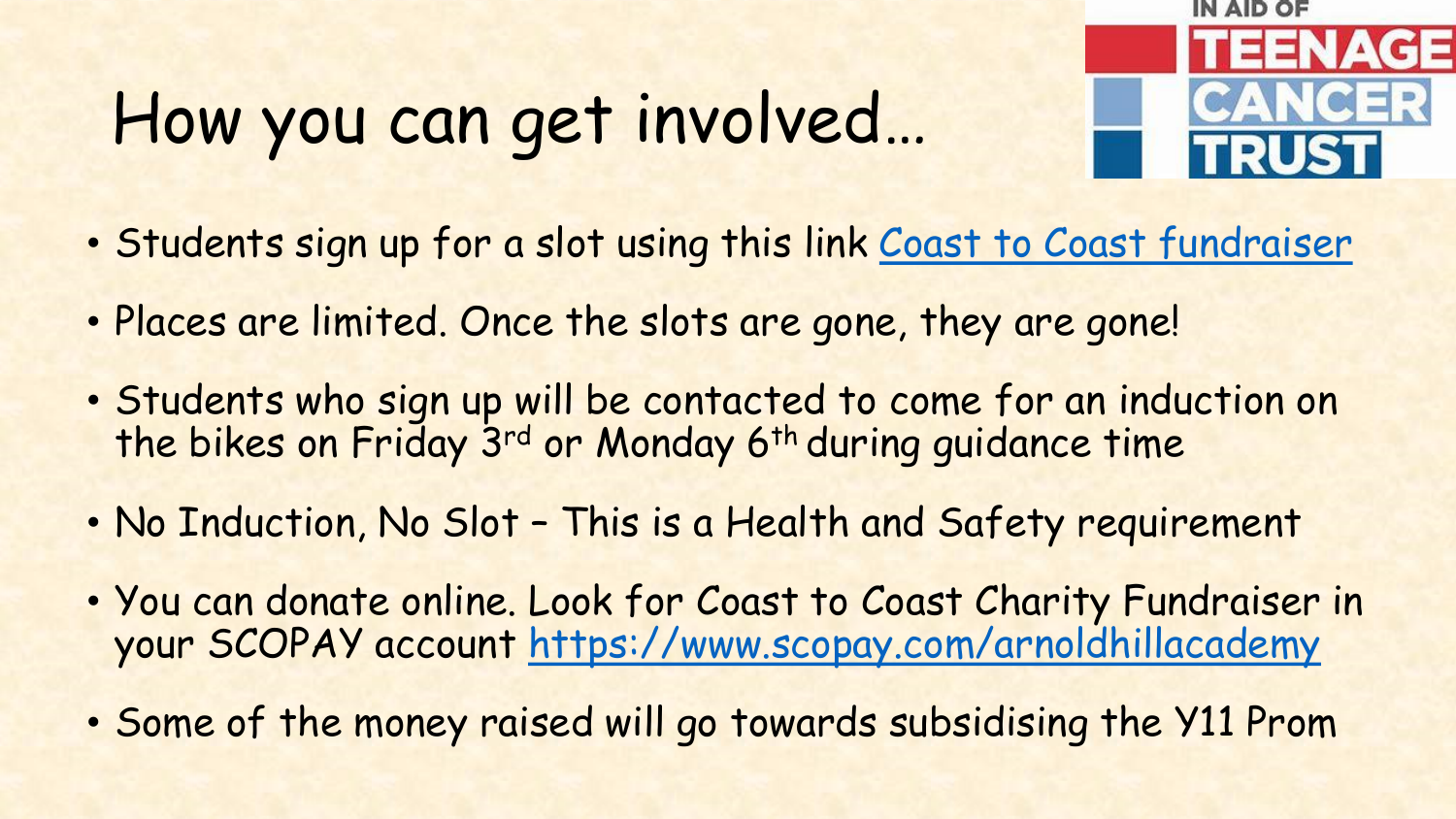# How you can get involved…

IN AID OF TEENAGE CANCER TRUST

- Students sign up for a slot using this link [Coast to Coast fundraiser]
- Places are limited. Once the slots are gone, they are gone!
- Students who sign up will be contacted to come for an induction on the bikes on Friday 3rd or Monday 6th during guidance time
- No Induction, No Slot – This is a Health and Safety requirement
- You can donate online. Look for Coast to Coast Charity Fundraiser in your SCOPAY account https://www.scopay.com/arnoldhillacademy
- Some of the money raised will go towards subsidising the Y11 Prom